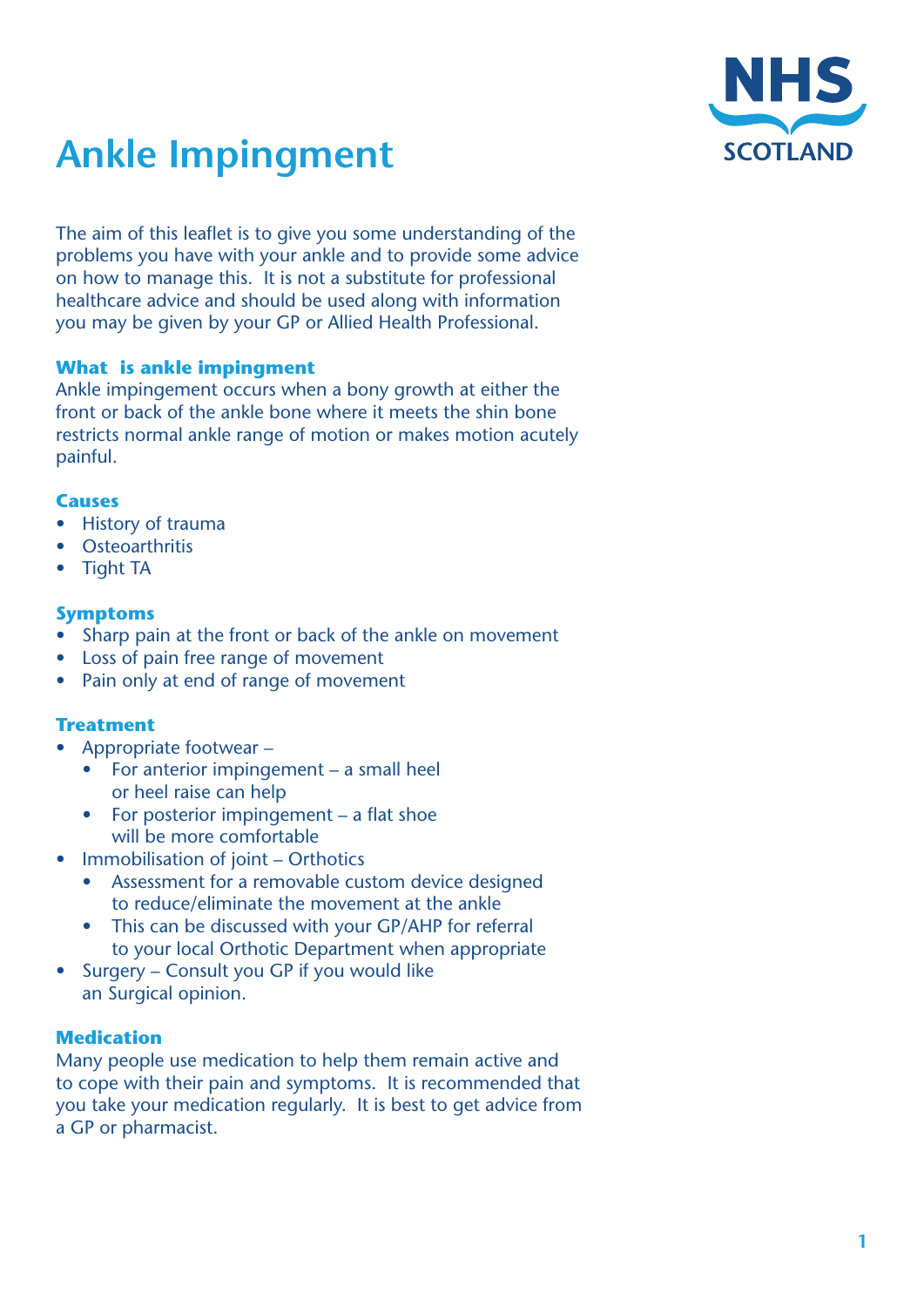NHS SCOTLAND

# Ankle Impingment

The aim of this leaflet is to give you some understanding of the problems you have with your ankle and to provide some advice on how to manage this. It is not a substitute for professional healthcare advice and should be used along with information you may be given by your GP or Allied Health Professional.

## What is ankle impingment

Ankle impingement occurs when a bony growth at either the front or back of the ankle bone where it meets the shin bone restricts normal ankle range of motion or makes motion acutely painful.

## Causes

- History of trauma
- Osteoarthritis
- Tight TA

## Symptoms

- Sharp pain at the front or back of the ankle on movement
- Loss of pain free range of movement
- Pain only at end of range of movement

## Treatment

- Appropriate footwear –
    - For anterior impingement – a small heel or heel raise can help
    - For posterior impingement – a flat shoe will be more comfortable
- Immobilisation of joint – Orthotics
    - Assessment for a removable custom device designed to reduce/eliminate the movement at the ankle
    - This can be discussed with your GP/AHP for referral to your local Orthotic Department when appropriate
- Surgery – Consult you GP if you would like an Surgical opinion.

## Medication

Many people use medication to help them remain active and to cope with their pain and symptoms. It is recommended that you take your medication regularly. It is best to get advice from a GP or pharmacist.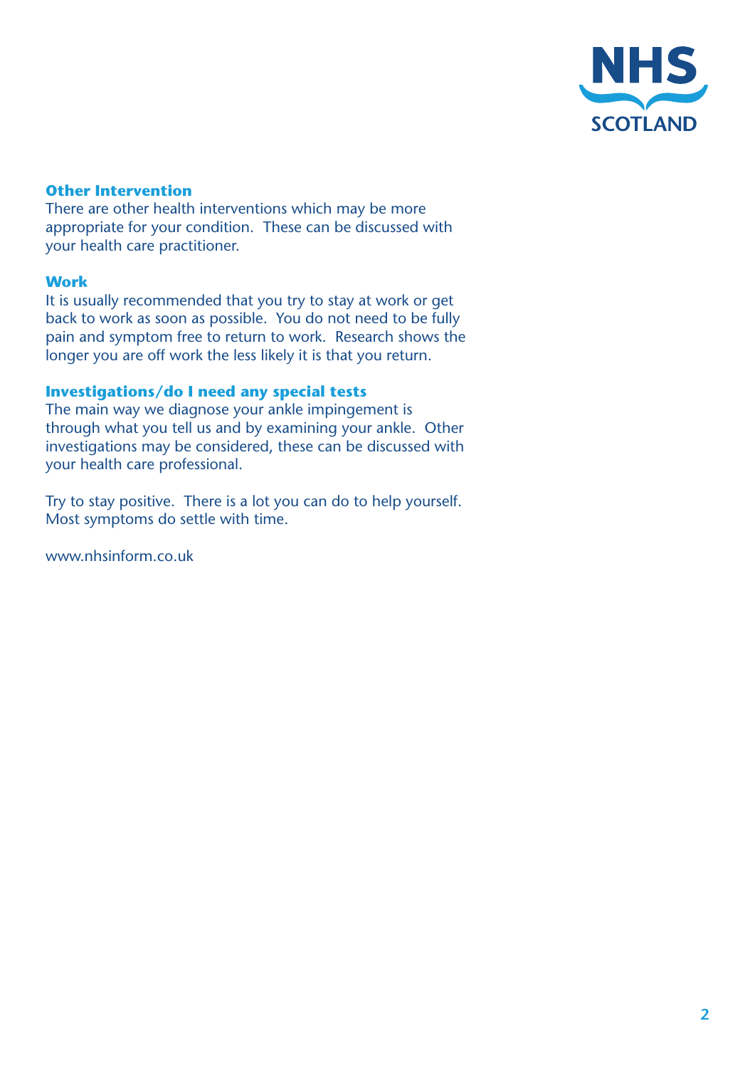**Other Intervention**

There are other health interventions which may be more appropriate for your condition. These can be discussed with your health care practitioner.

**Work**

It is usually recommended that you try to stay at work or get back to work as soon as possible. You do not need to be fully pain and symptom free to return to work. Research shows the longer you are off work the less likely it is that you return.

**Investigations/do I need any special tests**

The main way we diagnose your ankle impingement is through what you tell us and by examining your ankle. Other investigations may be considered, these can be discussed with your health care professional.

Try to stay positive. There is a lot you can do to help yourself. Most symptoms do settle with time.

www.nhsinform.co.uk